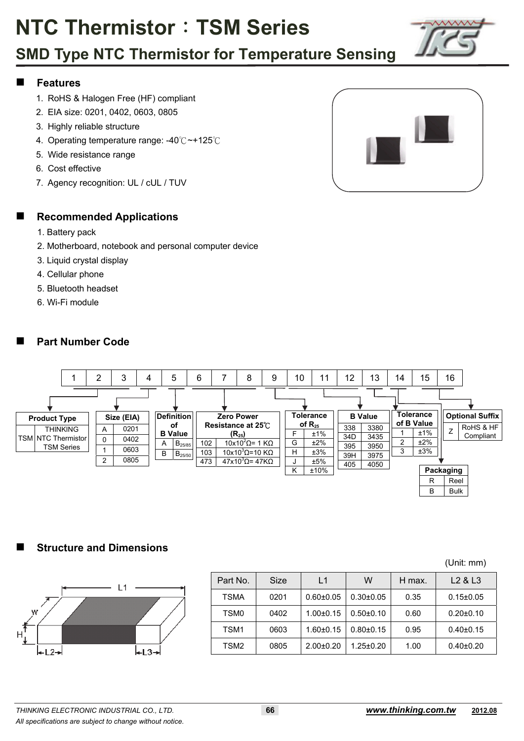# NTC Thermistor：TSM Series

## SMD Type NTC Thermistor for Temperature Sensing

### Features

1. RoHS & Halogen Free (HF) compliant
2. EIA size: 0201, 0402, 0603, 0805
3. Highly reliable structure
4. Operating temperature range: -40℃~+125℃
5. Wide resistance range
6. Cost effective
7. Agency recognition: UL / cUL / TUV

### Recommended Applications

1. Battery pack
2. Motherboard, notebook and personal computer device
3. Liquid crystal display
4. Cellular phone
5. Bluetooth headset
6. Wi-Fi module

### Part Number Code

| 1 | 2 | 3 | 4 | 5 | 6 | 7 | 8 | 9 | 10 | 11 | 12 | 13 | 14 | 15 | 16 |
|---|---|---|---|---|---|---|---|---|---|---|---|---|---|---|---|

**Product Type**

| Code | Description |
|---|---|
| TSM | THINKING NTC Thermistor TSM Series |

**Size (EIA)**

| Code | Size |
|---|---|
| A | 0201 |
| 0 | 0402 |
| 1 | 0603 |
| 2 | 0805 |

**Definition of B Value**

| Code | Definition |
|---|---|
| A | $B_{25/85}$ |
| B | $B_{25/50}$ |

**Zero Power Resistance at 25℃ ($R_{25}$)**

| Code | Resistance |
|---|---|
| 102 | $10\times10^2\Omega$= 1 KΩ |
| 103 | $10\times10^3\Omega$=10 KΩ |
| 473 | $47\times10^3\Omega$= 47KΩ |

**Tolerance of $R_{25}$**

| Code | Tolerance |
|---|---|
| F | ±1% |
| G | ±2% |
| H | ±3% |
| J | ±5% |
| K | ±10% |

**B Value**

| Code | B Value |
|---|---|
| 338 | 3380 |
| 34D | 3435 |
| 395 | 3950 |
| 39H | 3975 |
| 405 | 4050 |

**Tolerance of B Value**

| Code | Tolerance |
|---|---|
| 1 | ±1% |
| 2 | ±2% |
| 3 | ±3% |

**Packaging**

| Code | Packaging |
|---|---|
| R | Reel |
| B | Bulk |

**Optional Suffix**

| Code | Description |
|---|---|
| Z | RoHS & HF Compliant |

### Structure and Dimensions

(Unit: mm)

| Part No. | Size | L1 | W | H max. | L2 & L3 |
|---|---|---|---|---|---|
| TSMA | 0201 | 0.60±0.05 | 0.30±0.05 | 0.35 | 0.15±0.05 |
| TSM0 | 0402 | 1.00±0.15 | 0.50±0.10 | 0.60 | 0.20±0.10 |
| TSM1 | 0603 | 1.60±0.15 | 0.80±0.15 | 0.95 | 0.40±0.15 |
| TSM2 | 0805 | 2.00±0.20 | 1.25±0.20 | 1.00 | 0.40±0.20 |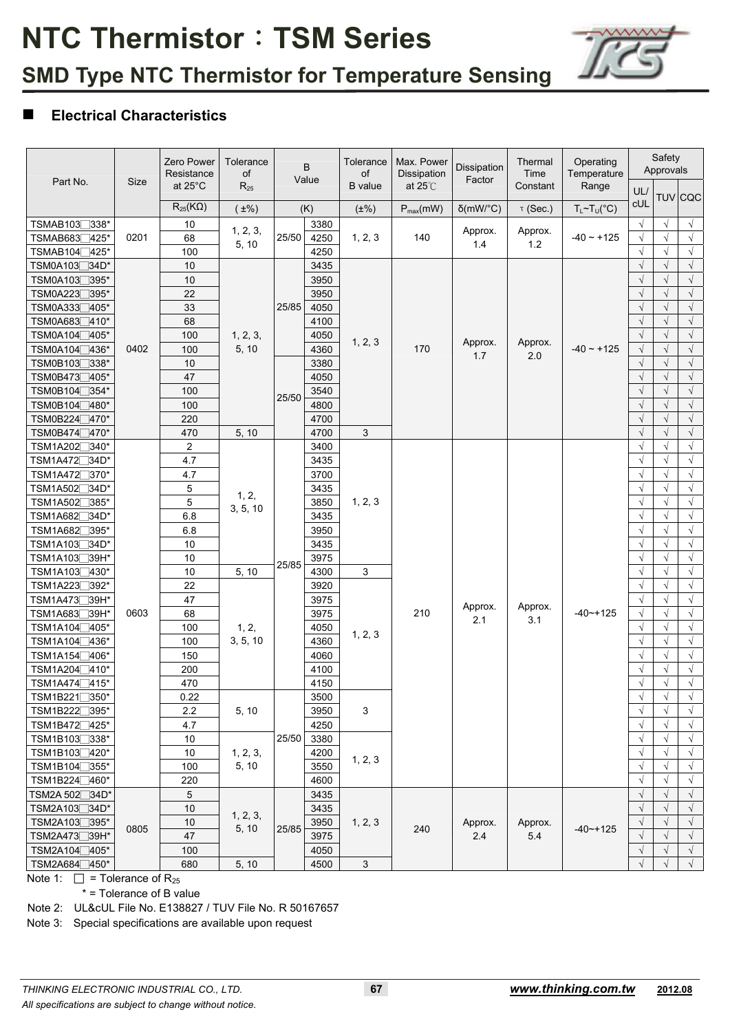# NTC Thermistor：TSM Series

## SMD Type NTC Thermistor for Temperature Sensing

### ■ Electrical Characteristics

| Part No. | Size | Zero Power Resistance at 25°C | Tolerance of $R_{25}$ | B Value | | Tolerance of B value | Max. Power Dissipation at 25℃ | Dissipation Factor | Thermal Time Constant | Operating Temperature Range | Safety Approvals | | |
|---|---|---|---|---|---|---|---|---|---|---|---|---|---|
| | | $R_{25}$(KΩ) | (±%) | (K) | | (±%) | $P_{max}$(mW) | δ(mW/°C) | τ (Sec.) | $T_L$~$T_U$(°C) | UL/cUL | TUV | CQC |
| TSMAB103□338* | 0201 | 10 | 1, 2, 3, 5, 10 | 25/50 | 3380 | 1, 2, 3 | 140 | Approx. 1.4 | Approx. 1.2 | -40 ~ +125 | √ | √ | √ |
| TSMAB683□425* | 0201 | 68 | 1, 2, 3, 5, 10 | 25/50 | 4250 | 1, 2, 3 | 140 | Approx. 1.4 | Approx. 1.2 | -40 ~ +125 | √ | √ | √ |
| TSMAB104□425* | 0201 | 100 | 1, 2, 3, 5, 10 | 25/50 | 4250 | 1, 2, 3 | 140 | Approx. 1.4 | Approx. 1.2 | -40 ~ +125 | √ | √ | √ |
| TSM0A103□34D* | 0402 | 10 | 1, 2, 3, 5, 10 | 25/85 | 3435 | 1, 2, 3 | 170 | Approx. 1.7 | Approx. 2.0 | -40 ~ +125 | √ | √ | √ |
| TSM0A103□395* | 0402 | 10 | 1, 2, 3, 5, 10 | 25/85 | 3950 | 1, 2, 3 | 170 | Approx. 1.7 | Approx. 2.0 | -40 ~ +125 | √ | √ | √ |
| TSM0A223□395* | 0402 | 22 | 1, 2, 3, 5, 10 | 25/85 | 3950 | 1, 2, 3 | 170 | Approx. 1.7 | Approx. 2.0 | -40 ~ +125 | √ | √ | √ |
| TSM0A333□405* | 0402 | 33 | 1, 2, 3, 5, 10 | 25/85 | 4050 | 1, 2, 3 | 170 | Approx. 1.7 | Approx. 2.0 | -40 ~ +125 | √ | √ | √ |
| TSM0A683□410* | 0402 | 68 | 1, 2, 3, 5, 10 | 25/85 | 4100 | 1, 2, 3 | 170 | Approx. 1.7 | Approx. 2.0 | -40 ~ +125 | √ | √ | √ |
| TSM0A104□405* | 0402 | 100 | 1, 2, 3, 5, 10 | 25/85 | 4050 | 1, 2, 3 | 170 | Approx. 1.7 | Approx. 2.0 | -40 ~ +125 | √ | √ | √ |
| TSM0A104□436* | 0402 | 100 | 1, 2, 3, 5, 10 | 25/85 | 4360 | 1, 2, 3 | 170 | Approx. 1.7 | Approx. 2.0 | -40 ~ +125 | √ | √ | √ |
| TSM0B103□338* | 0402 | 10 | 1, 2, 3, 5, 10 | 25/50 | 3380 | 1, 2, 3 | 170 | Approx. 1.7 | Approx. 2.0 | -40 ~ +125 | √ | √ | √ |
| TSM0B473□405* | 0402 | 47 | 1, 2, 3, 5, 10 | 25/50 | 4050 | 1, 2, 3 | 170 | Approx. 1.7 | Approx. 2.0 | -40 ~ +125 | √ | √ | √ |
| TSM0B104□354* | 0402 | 100 | 1, 2, 3, 5, 10 | 25/50 | 3540 | 1, 2, 3 | 170 | Approx. 1.7 | Approx. 2.0 | -40 ~ +125 | √ | √ | √ |
| TSM0B104□480* | 0402 | 100 | 1, 2, 3, 5, 10 | 25/50 | 4800 | 1, 2, 3 | 170 | Approx. 1.7 | Approx. 2.0 | -40 ~ +125 | √ | √ | √ |
| TSM0B224□470* | 0402 | 220 | 1, 2, 3, 5, 10 | 25/50 | 4700 | 1, 2, 3 | 170 | Approx. 1.7 | Approx. 2.0 | -40 ~ +125 | √ | √ | √ |
| TSM0B474□470* | 0402 | 470 | 5, 10 | 25/50 | 4700 | 3 | 170 | Approx. 1.7 | Approx. 2.0 | -40 ~ +125 | √ | √ | √ |
| TSM1A202□340* | 0603 | 2 | 1, 2, 3, 5, 10 | 25/85 | 3400 | 1, 2, 3 | 210 | Approx. 2.1 | Approx. 3.1 | -40~+125 | √ | √ | √ |
| TSM1A472□34D* | 0603 | 4.7 | 1, 2, 3, 5, 10 | 25/85 | 3435 | 1, 2, 3 | 210 | Approx. 2.1 | Approx. 3.1 | -40~+125 | √ | √ | √ |
| TSM1A472□370* | 0603 | 4.7 | 1, 2, 3, 5, 10 | 25/85 | 3700 | 1, 2, 3 | 210 | Approx. 2.1 | Approx. 3.1 | -40~+125 | √ | √ | √ |
| TSM1A502□34D* | 0603 | 5 | 1, 2, 3, 5, 10 | 25/85 | 3435 | 1, 2, 3 | 210 | Approx. 2.1 | Approx. 3.1 | -40~+125 | √ | √ | √ |
| TSM1A502□385* | 0603 | 5 | 1, 2, 3, 5, 10 | 25/85 | 3850 | 1, 2, 3 | 210 | Approx. 2.1 | Approx. 3.1 | -40~+125 | √ | √ | √ |
| TSM1A682□34D* | 0603 | 6.8 | 1, 2, 3, 5, 10 | 25/85 | 3435 | 1, 2, 3 | 210 | Approx. 2.1 | Approx. 3.1 | -40~+125 | √ | √ | √ |
| TSM1A682□395* | 0603 | 6.8 | 1, 2, 3, 5, 10 | 25/85 | 3950 | 1, 2, 3 | 210 | Approx. 2.1 | Approx. 3.1 | -40~+125 | √ | √ | √ |
| TSM1A103□34D* | 0603 | 10 | 1, 2, 3, 5, 10 | 25/85 | 3435 | 1, 2, 3 | 210 | Approx. 2.1 | Approx. 3.1 | -40~+125 | √ | √ | √ |
| TSM1A103□39H* | 0603 | 10 | 1, 2, 3, 5, 10 | 25/85 | 3975 | 1, 2, 3 | 210 | Approx. 2.1 | Approx. 3.1 | -40~+125 | √ | √ | √ |
| TSM1A103□430* | 0603 | 10 | 5, 10 | 25/85 | 4300 | 3 | 210 | Approx. 2.1 | Approx. 3.1 | -40~+125 | √ | √ | √ |
| TSM1A223□392* | 0603 | 22 | 1, 2, 3, 5, 10 | 25/85 | 3920 | 1, 2, 3 | 210 | Approx. 2.1 | Approx. 3.1 | -40~+125 | √ | √ | √ |
| TSM1A473□39H* | 0603 | 47 | 1, 2, 3, 5, 10 | 25/85 | 3975 | 1, 2, 3 | 210 | Approx. 2.1 | Approx. 3.1 | -40~+125 | √ | √ | √ |
| TSM1A683□39H* | 0603 | 68 | 1, 2, 3, 5, 10 | 25/85 | 3975 | 1, 2, 3 | 210 | Approx. 2.1 | Approx. 3.1 | -40~+125 | √ | √ | √ |
| TSM1A104□405* | 0603 | 100 | 1, 2, 3, 5, 10 | 25/85 | 4050 | 1, 2, 3 | 210 | Approx. 2.1 | Approx. 3.1 | -40~+125 | √ | √ | √ |
| TSM1A104□436* | 0603 | 100 | 1, 2, 3, 5, 10 | 25/85 | 4360 | 1, 2, 3 | 210 | Approx. 2.1 | Approx. 3.1 | -40~+125 | √ | √ | √ |
| TSM1A154□406* | 0603 | 150 | 1, 2, 3, 5, 10 | 25/85 | 4060 | 1, 2, 3 | 210 | Approx. 2.1 | Approx. 3.1 | -40~+125 | √ | √ | √ |
| TSM1A204□410* | 0603 | 200 | 1, 2, 3, 5, 10 | 25/85 | 4100 | 1, 2, 3 | 210 | Approx. 2.1 | Approx. 3.1 | -40~+125 | √ | √ | √ |
| TSM1A474□415* | 0603 | 470 | 1, 2, 3, 5, 10 | 25/85 | 4150 | 1, 2, 3 | 210 | Approx. 2.1 | Approx. 3.1 | -40~+125 | √ | √ | √ |
| TSM1B221□350* | 0603 | 0.22 | 5, 10 | 25/50 | 3500 | 3 | 210 | Approx. 2.1 | Approx. 3.1 | -40~+125 | √ | √ | √ |
| TSM1B222□395* | 0603 | 2.2 | 5, 10 | 25/50 | 3950 | 3 | 210 | Approx. 2.1 | Approx. 3.1 | -40~+125 | √ | √ | √ |
| TSM1B472□425* | 0603 | 4.7 | 5, 10 | 25/50 | 4250 | 3 | 210 | Approx. 2.1 | Approx. 3.1 | -40~+125 | √ | √ | √ |
| TSM1B103□338* | 0603 | 10 | 1, 2, 3, 5, 10 | 25/50 | 3380 | 1, 2, 3 | 210 | Approx. 2.1 | Approx. 3.1 | -40~+125 | √ | √ | √ |
| TSM1B103□420* | 0603 | 10 | 1, 2, 3, 5, 10 | 25/50 | 4200 | 1, 2, 3 | 210 | Approx. 2.1 | Approx. 3.1 | -40~+125 | √ | √ | √ |
| TSM1B104□355* | 0603 | 100 | 1, 2, 3, 5, 10 | 25/50 | 3550 | 1, 2, 3 | 210 | Approx. 2.1 | Approx. 3.1 | -40~+125 | √ | √ | √ |
| TSM1B224□460* | 0603 | 220 | 1, 2, 3, 5, 10 | 25/50 | 4600 | 1, 2, 3 | 210 | Approx. 2.1 | Approx. 3.1 | -40~+125 | √ | √ | √ |
| TSM2A 502□34D* | 0805 | 5 | 1, 2, 3, 5, 10 | 25/85 | 3435 | 1, 2, 3 | 240 | Approx. 2.4 | Approx. 5.4 | -40~+125 | √ | √ | √ |
| TSM2A103□34D* | 0805 | 10 | 1, 2, 3, 5, 10 | 25/85 | 3435 | 1, 2, 3 | 240 | Approx. 2.4 | Approx. 5.4 | -40~+125 | √ | √ | √ |
| TSM2A103□395* | 0805 | 10 | 1, 2, 3, 5, 10 | 25/85 | 3950 | 1, 2, 3 | 240 | Approx. 2.4 | Approx. 5.4 | -40~+125 | √ | √ | √ |
| TSM2A473□39H* | 0805 | 47 | 1, 2, 3, 5, 10 | 25/85 | 3975 | 1, 2, 3 | 240 | Approx. 2.4 | Approx. 5.4 | -40~+125 | √ | √ | √ |
| TSM2A104□405* | 0805 | 100 | 1, 2, 3, 5, 10 | 25/85 | 4050 | 1, 2, 3 | 240 | Approx. 2.4 | Approx. 5.4 | -40~+125 | √ | √ | √ |
| TSM2A684□450* | 0805 | 680 | 5, 10 | 25/85 | 4500 | 3 | 240 | Approx. 2.4 | Approx. 5.4 | -40~+125 | √ | √ | √ |

Note 1: □ = Tolerance of $R_{25}$

* = Tolerance of B value

Note 2: UL&cUL File No. E138827 / TUV File No. R 50167657

Note 3: Special specifications are available upon request

*THINKING ELECTRONIC INDUSTRIAL CO., LTD.*

*All specifications are subject to change without notice.*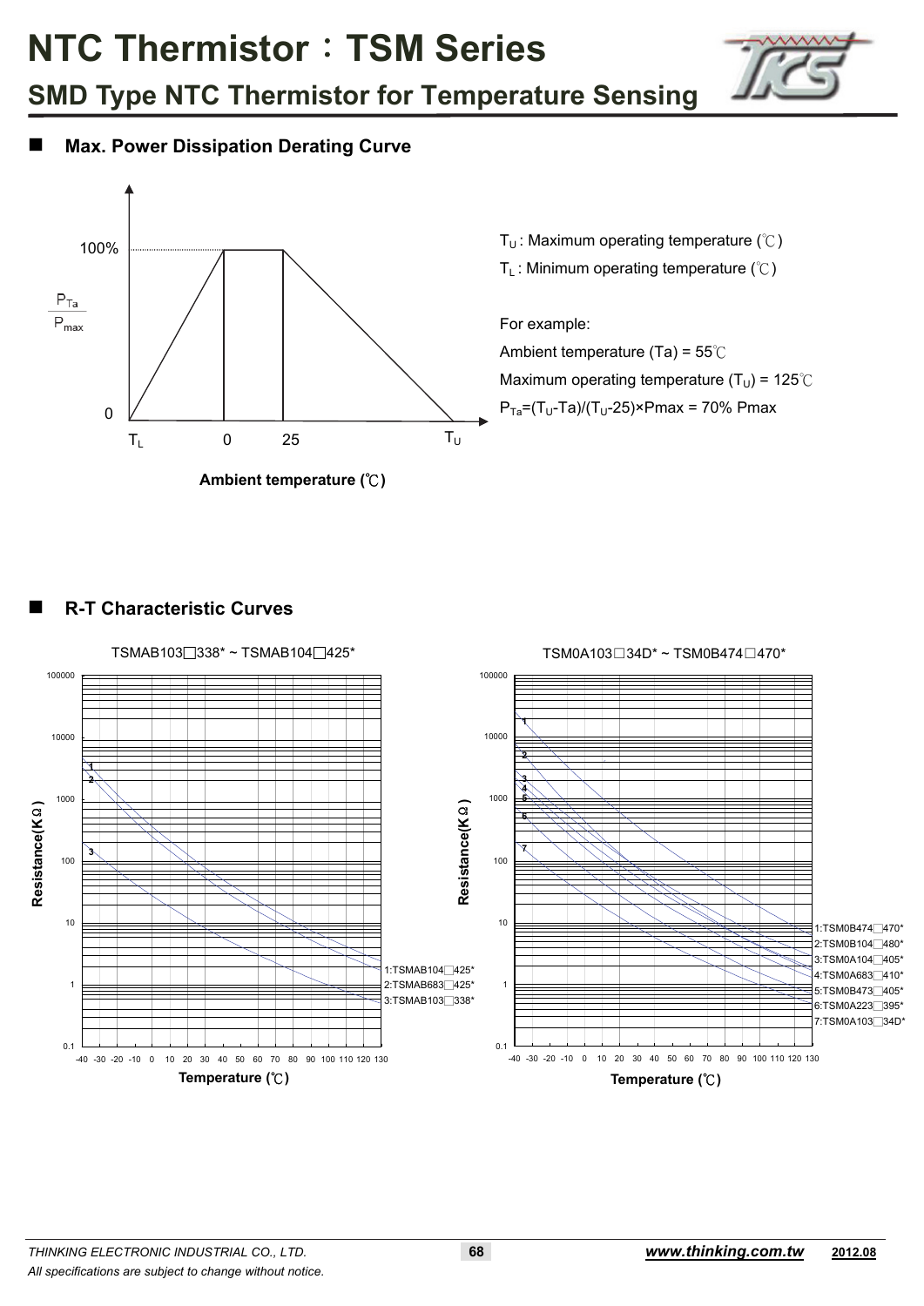# NTC Thermistor：TSM Series

## SMD Type NTC Thermistor for Temperature Sensing

### Max. Power Dissipation Derating Curve

$T_U$ : Maximum operating temperature (℃)

$T_L$ : Minimum operating temperature (℃)

For example:

Ambient temperature (Ta) = 55℃

Maximum operating temperature ($T_U$) = 125℃

$P_{Ta}=(T_U-Ta)/(T_U-25)\times Pmax$ = 70% Pmax

### R-T Characteristic Curves

TSMAB103□338* ~ TSMAB104□425*

1:TSMAB104□425*
2:TSMAB683□425*
3:TSMAB103□338*

TSM0A103□34D* ~ TSM0B474□470*

1:TSM0B474□470*
2:TSM0B104□480*
3:TSM0A104□405*
4:TSM0A683□410*
5:TSM0B473□405*
6:TSM0A223□395*
7:TSM0A103□34D*

*THINKING ELECTRONIC INDUSTRIAL CO., LTD.*

*All specifications are subject to change without notice.*

**www.thinking.com.tw** **2012.08**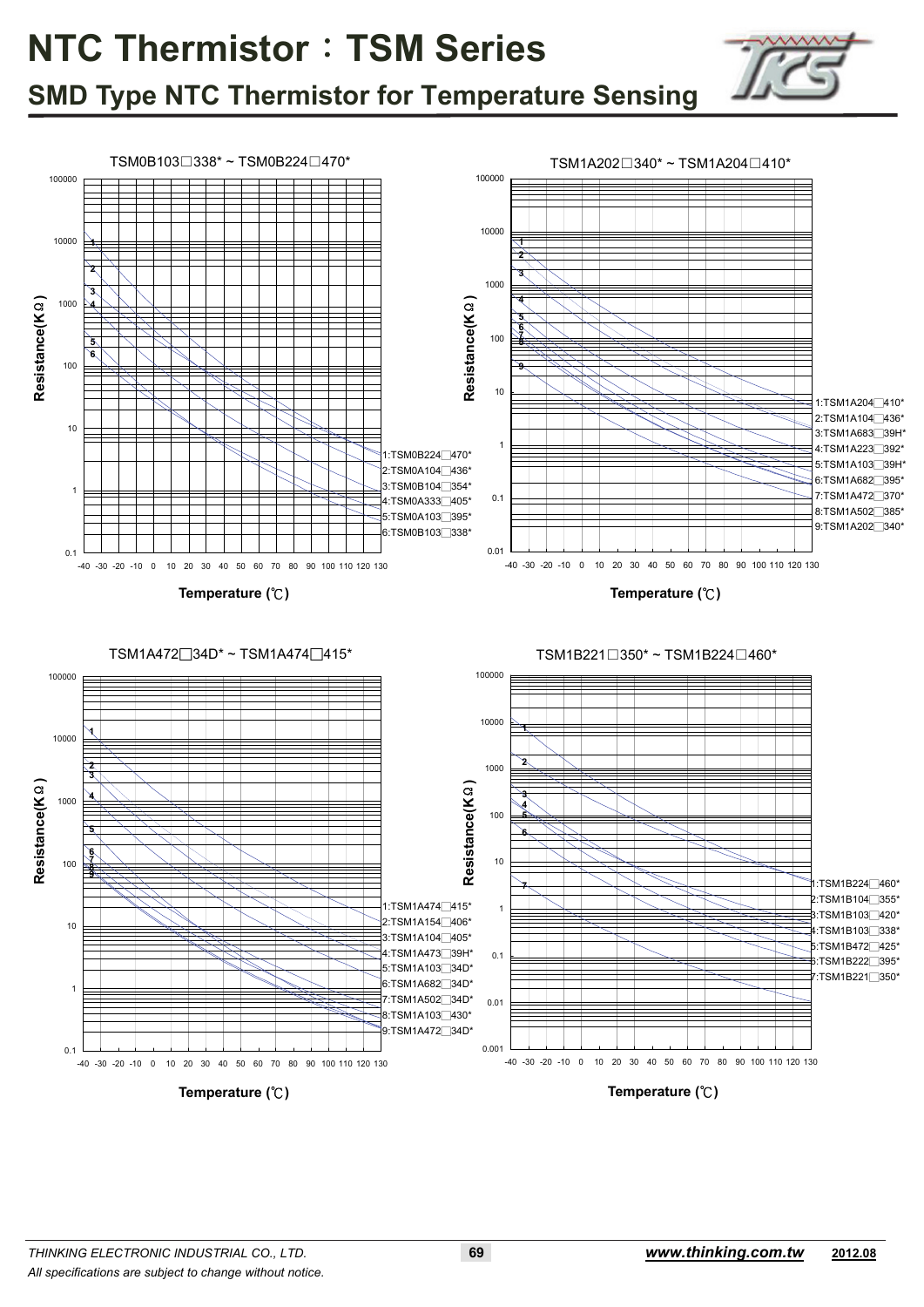# NTC Thermistor：TSM Series

## SMD Type NTC Thermistor for Temperature Sensing

TSM0B103□338* ~ TSM0B224□470*

Resistance(KΩ) vs Temperature (℃)

1:TSM0B224□470*
2:TSM0A104□436*
3:TSM0B104□354*
4:TSM0A333□405*
5:TSM0A103□395*
6:TSM0B103□338*

TSM1A202□340* ~ TSM1A204□410*

Resistance(KΩ) vs Temperature (℃)

1:TSM1A204□410*
2:TSM1A104□436*
3:TSM1A683□39H*
4:TSM1A223□392*
5:TSM1A103□39H*
6:TSM1A682□395*
7:TSM1A472□370*
8:TSM1A502□385*
9:TSM1A202□340*

TSM1A472□34D* ~ TSM1A474□415*

Resistance(KΩ) vs Temperature (℃)

1:TSM1A474□415*
2:TSM1A154□406*
3:TSM1A104□405*
4:TSM1A473□39H*
5:TSM1A103□34D*
6:TSM1A682□34D*
7:TSM1A502□34D*
8:TSM1A103□430*
9:TSM1A472□34D*

TSM1B221□350* ~ TSM1B224□460*

Resistance(KΩ) vs Temperature (℃)

1:TSM1B224□460*
2:TSM1B104□355*
3:TSM1B103□420*
4:TSM1B103□338*
5:TSM1B472□425*
6:TSM1B222□395*
7:TSM1B221□350*

*THINKING ELECTRONIC INDUSTRIAL CO., LTD.*

*All specifications are subject to change without notice.*

***www.thinking.com.tw*** **2012.08**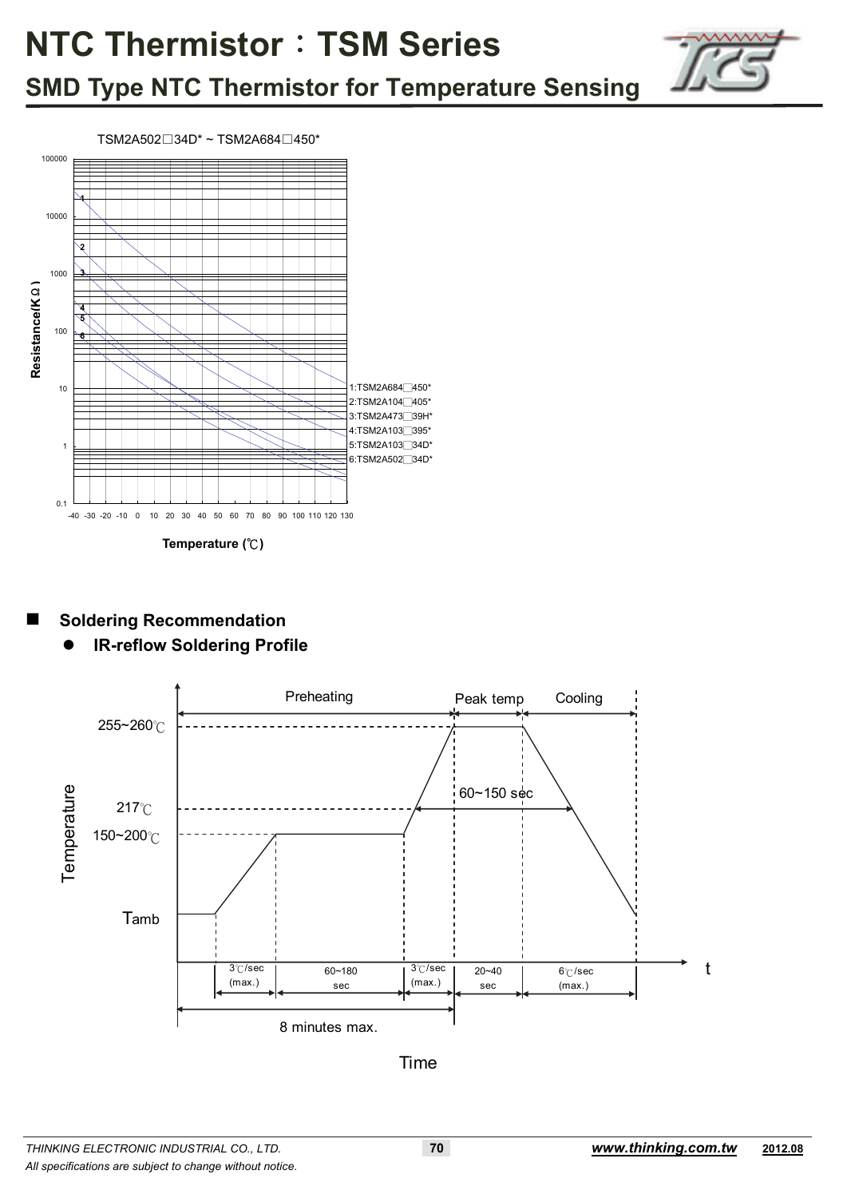# NTC Thermistor：TSM Series

## SMD Type NTC Thermistor for Temperature Sensing

TSM2A502□34D* ~ TSM2A684□450*

Resistance(KΩ)

Temperature (℃)

1:TSM2A684□450*
2:TSM2A104□405*
3:TSM2A473□39H*
4:TSM2A103□395*
5:TSM2A103□34D*
6:TSM2A502□34D*

- **Soldering Recommendation**
  - **IR-reflow Soldering Profile**

Preheating | Peak temp | Cooling

255~260℃

217℃

150~200℃

Tamb

60~150 sec

3℃/sec (max.) | 60~180 sec | 3℃/sec (max.) | 20~40 sec | 6℃/sec (max.)

8 minutes max.

Temperature

Time

t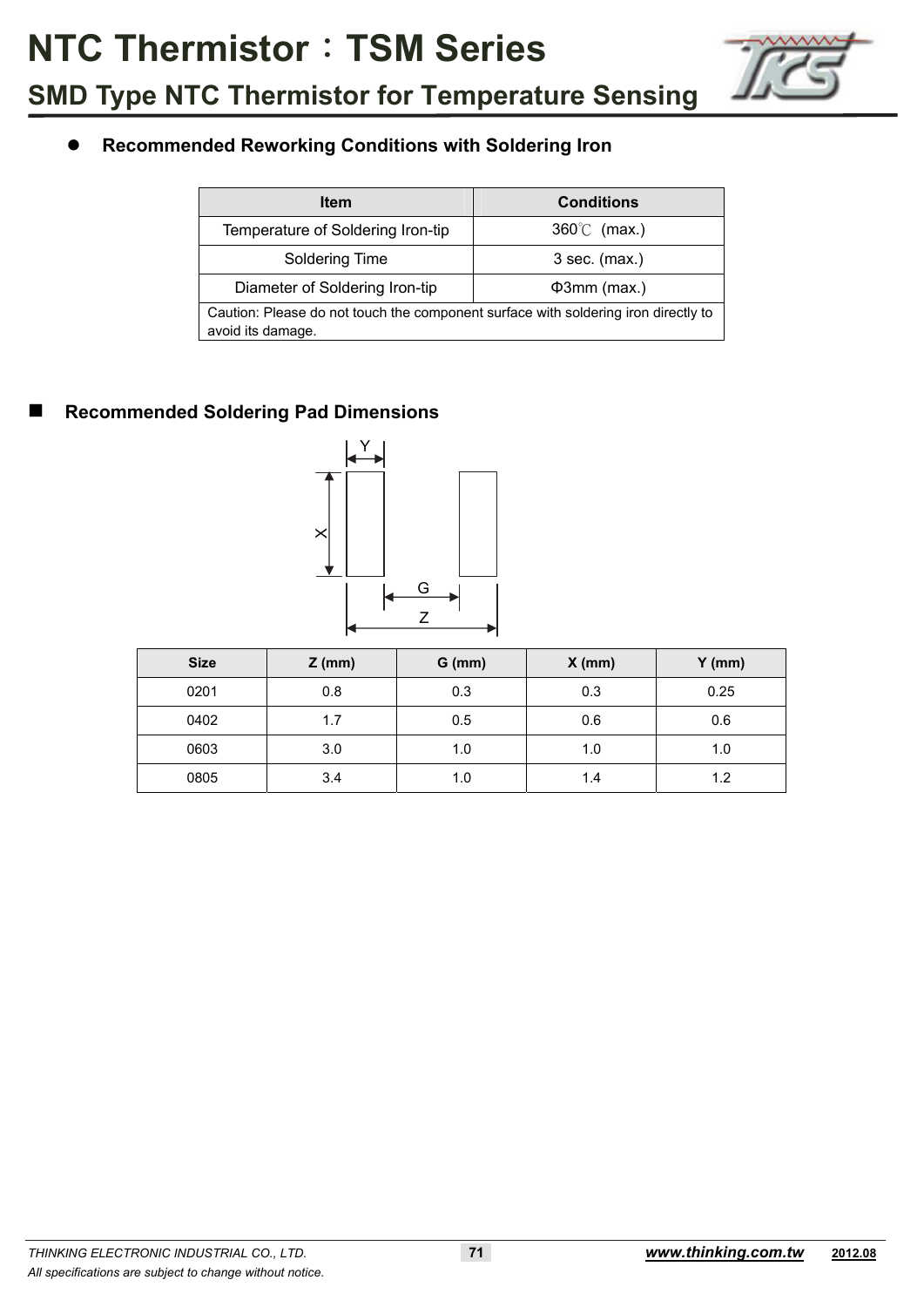# NTC Thermistor：TSM Series

## SMD Type NTC Thermistor for Temperature Sensing

- **Recommended Reworking Conditions with Soldering Iron**

| Item | Conditions |
|---|---|
| Temperature of Soldering Iron-tip | 360℃ (max.) |
| Soldering Time | 3 sec. (max.) |
| Diameter of Soldering Iron-tip | Φ3mm (max.) |
| Caution: Please do not touch the component surface with soldering iron directly to avoid its damage. | |

- **Recommended Soldering Pad Dimensions**

| Size | Z (mm) | G (mm) | X (mm) | Y (mm) |
|---|---|---|---|---|
| 0201 | 0.8 | 0.3 | 0.3 | 0.25 |
| 0402 | 1.7 | 0.5 | 0.6 | 0.6 |
| 0603 | 3.0 | 1.0 | 1.0 | 1.0 |
| 0805 | 3.4 | 1.0 | 1.4 | 1.2 |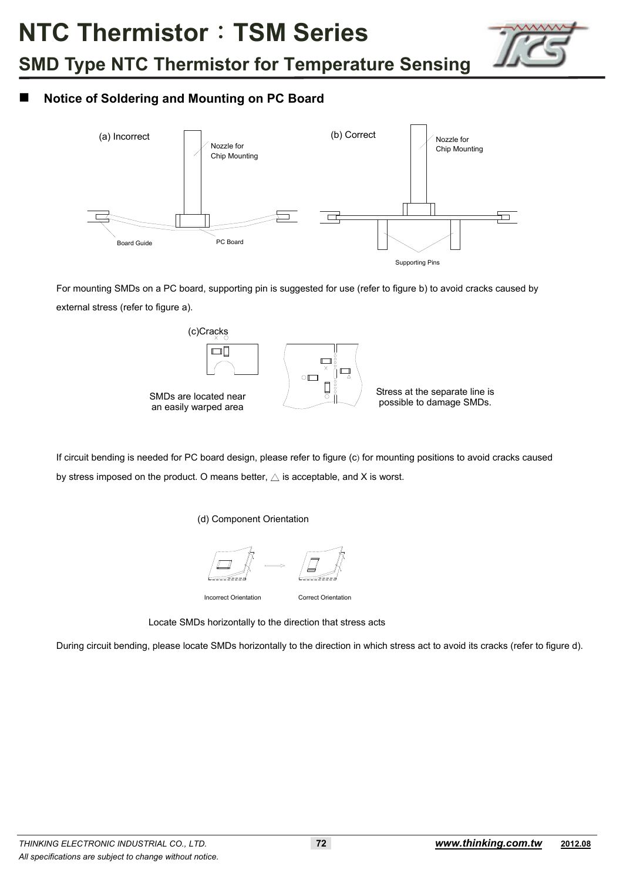# NTC Thermistor：TSM Series

## SMD Type NTC Thermistor for Temperature Sensing

### Notice of Soldering and Mounting on PC Board

(a) Incorrect

Nozzle for Chip Mounting

Board Guide

PC Board

(b) Correct

Nozzle for Chip Mounting

Supporting Pins

For mounting SMDs on a PC board, supporting pin is suggested for use (refer to figure b) to avoid cracks caused by external stress (refer to figure a).

(c)Cracks

SMDs are located near an easily warped area

Stress at the separate line is possible to damage SMDs.

If circuit bending is needed for PC board design, please refer to figure (c) for mounting positions to avoid cracks caused by stress imposed on the product. O means better, △ is acceptable, and X is worst.

(d) Component Orientation

Incorrect Orientation

Correct Orientation

Locate SMDs horizontally to the direction that stress acts

During circuit bending, please locate SMDs horizontally to the direction in which stress act to avoid its cracks (refer to figure d).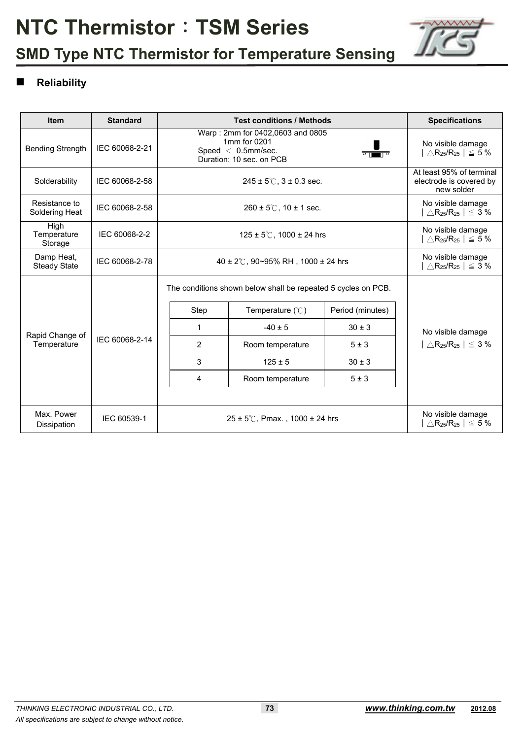# NTC Thermistor：TSM Series

## SMD Type NTC Thermistor for Temperature Sensing

### Reliability

| Item | Standard | Test conditions / Methods | Specifications |
|---|---|---|---|
| Bending Strength | IEC 60068-2-21 | Warp : 2mm for 0402,0603 and 0805<br>1mm for 0201<br>Speed ＜ 0.5mm/sec.<br>Duration: 10 sec. on PCB | No visible damage<br>$\lvert \triangle R_{25}/R_{25} \rvert \leqq 5$ % |
| Solderability | IEC 60068-2-58 | 245 ± 5℃, 3 ± 0.3 sec. | At least 95% of terminal electrode is covered by new solder |
| Resistance to Soldering Heat | IEC 60068-2-58 | 260 ± 5℃, 10 ± 1 sec. | No visible damage<br>$\lvert \triangle R_{25}/R_{25} \rvert \leqq 3$ % |
| High Temperature Storage | IEC 60068-2-2 | 125 ± 5℃, 1000 ± 24 hrs | No visible damage<br>$\lvert \triangle R_{25}/R_{25} \rvert \leqq 5$ % |
| Damp Heat, Steady State | IEC 60068-2-78 | 40 ± 2℃, 90~95% RH , 1000 ± 24 hrs | No visible damage<br>$\lvert \triangle R_{25}/R_{25} \rvert \leqq 3$ % |
| Rapid Change of Temperature | IEC 60068-2-14 | The conditions shown below shall be repeated 5 cycles on PCB.<br>Step 1: -40 ± 5 ℃, 30 ± 3 minutes<br>Step 2: Room temperature, 5 ± 3 minutes<br>Step 3: 125 ± 5 ℃, 30 ± 3 minutes<br>Step 4: Room temperature, 5 ± 3 minutes | No visible damage<br>$\lvert \triangle R_{25}/R_{25} \rvert \leqq 3$ % |
| Max. Power Dissipation | IEC 60539-1 | 25 ± 5℃, Pmax. , 1000 ± 24 hrs | No visible damage<br>$\lvert \triangle R_{25}/R_{25} \rvert \leqq 5$ % |

Rapid Change of Temperature cycle conditions:

| Step | Temperature (℃) | Period (minutes) |
|---|---|---|
| 1 | -40 ± 5 | 30 ± 3 |
| 2 | Room temperature | 5 ± 3 |
| 3 | 125 ± 5 | 30 ± 3 |
| 4 | Room temperature | 5 ± 3 |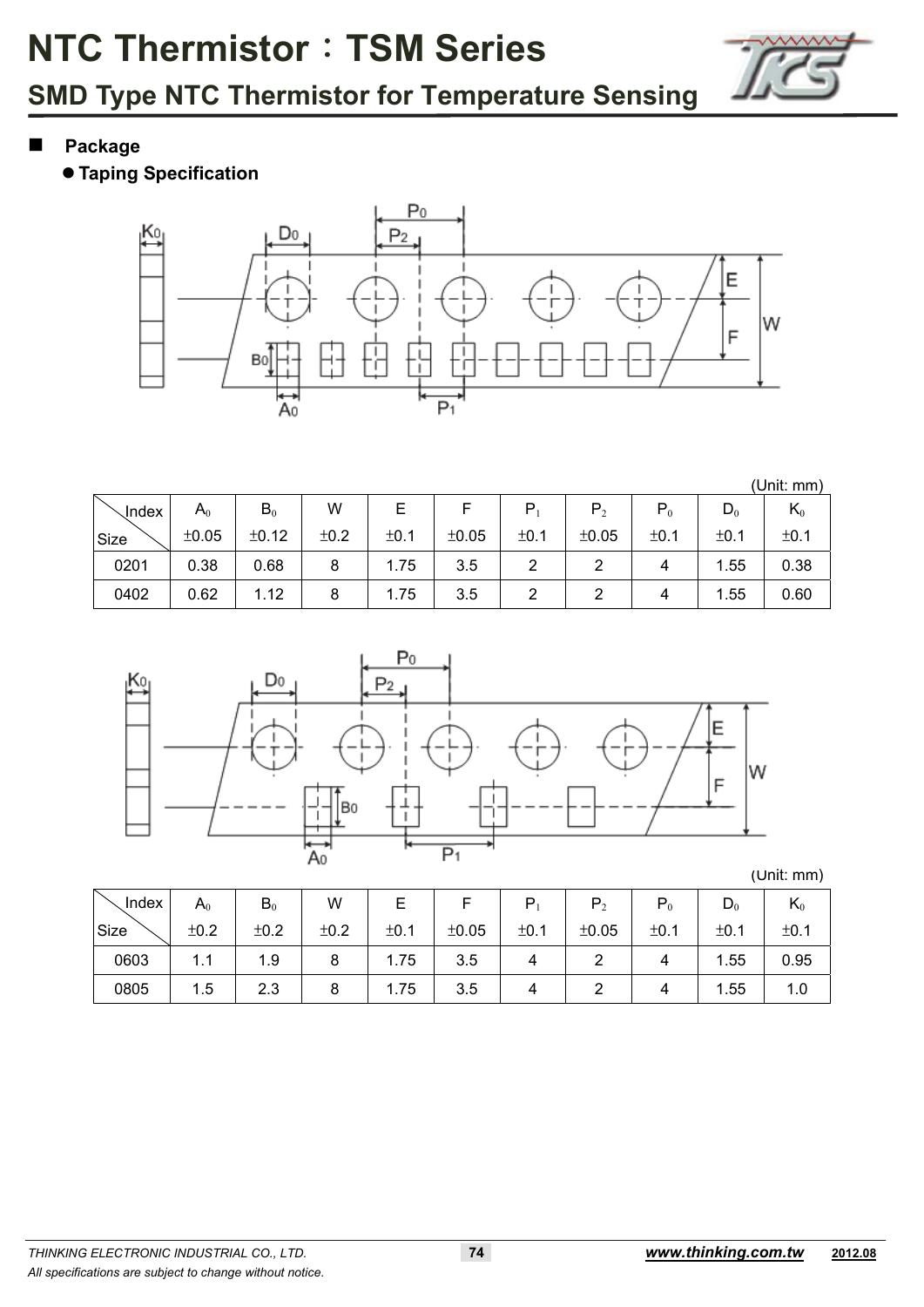# NTC Thermistor：TSM Series

## SMD Type NTC Thermistor for Temperature Sensing

### Package

- **Taping Specification**

(Unit: mm)

| Index / Size | $A_0$ ±0.05 | $B_0$ ±0.12 | W ±0.2 | E ±0.1 | F ±0.05 | $P_1$ ±0.1 | $P_2$ ±0.05 | $P_0$ ±0.1 | $D_0$ ±0.1 | $K_0$ ±0.1 |
|---|---|---|---|---|---|---|---|---|---|---|
| 0201 | 0.38 | 0.68 | 8 | 1.75 | 3.5 | 2 | 2 | 4 | 1.55 | 0.38 |
| 0402 | 0.62 | 1.12 | 8 | 1.75 | 3.5 | 2 | 2 | 4 | 1.55 | 0.60 |

(Unit: mm)

| Index / Size | $A_0$ ±0.2 | $B_0$ ±0.2 | W ±0.2 | E ±0.1 | F ±0.05 | $P_1$ ±0.1 | $P_2$ ±0.05 | $P_0$ ±0.1 | $D_0$ ±0.1 | $K_0$ ±0.1 |
|---|---|---|---|---|---|---|---|---|---|---|
| 0603 | 1.1 | 1.9 | 8 | 1.75 | 3.5 | 4 | 2 | 4 | 1.55 | 0.95 |
| 0805 | 1.5 | 2.3 | 8 | 1.75 | 3.5 | 4 | 2 | 4 | 1.55 | 1.0 |

*THINKING ELECTRONIC INDUSTRIAL CO., LTD.*

*All specifications are subject to change without notice.*

**www.thinking.com.tw** **2012.08**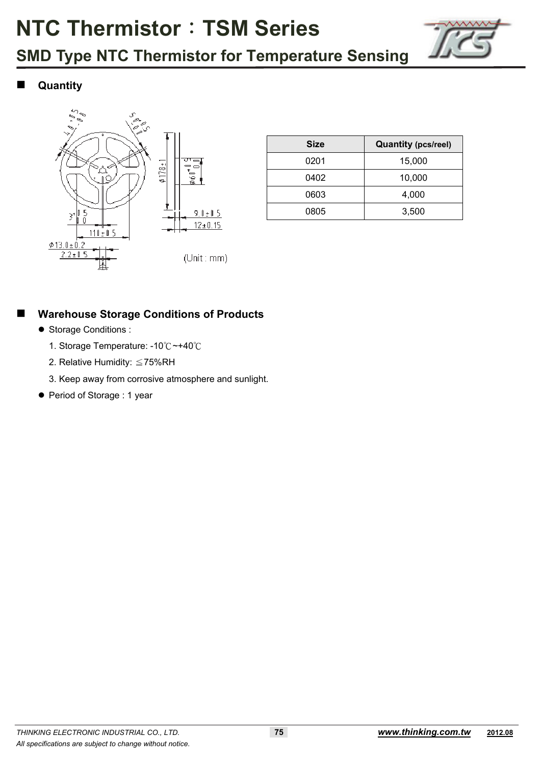# NTC Thermistor：TSM Series

## SMD Type NTC Thermistor for Temperature Sensing

### Quantity

(Unit : mm)

| Size | Quantity (pcs/reel) |
|---|---|
| 0201 | 15,000 |
| 0402 | 10,000 |
| 0603 | 4,000 |
| 0805 | 3,500 |

### Warehouse Storage Conditions of Products

- Storage Conditions :
  1. Storage Temperature: -10℃~+40℃
  2. Relative Humidity: ≦75%RH
  3. Keep away from corrosive atmosphere and sunlight.
- Period of Storage : 1 year